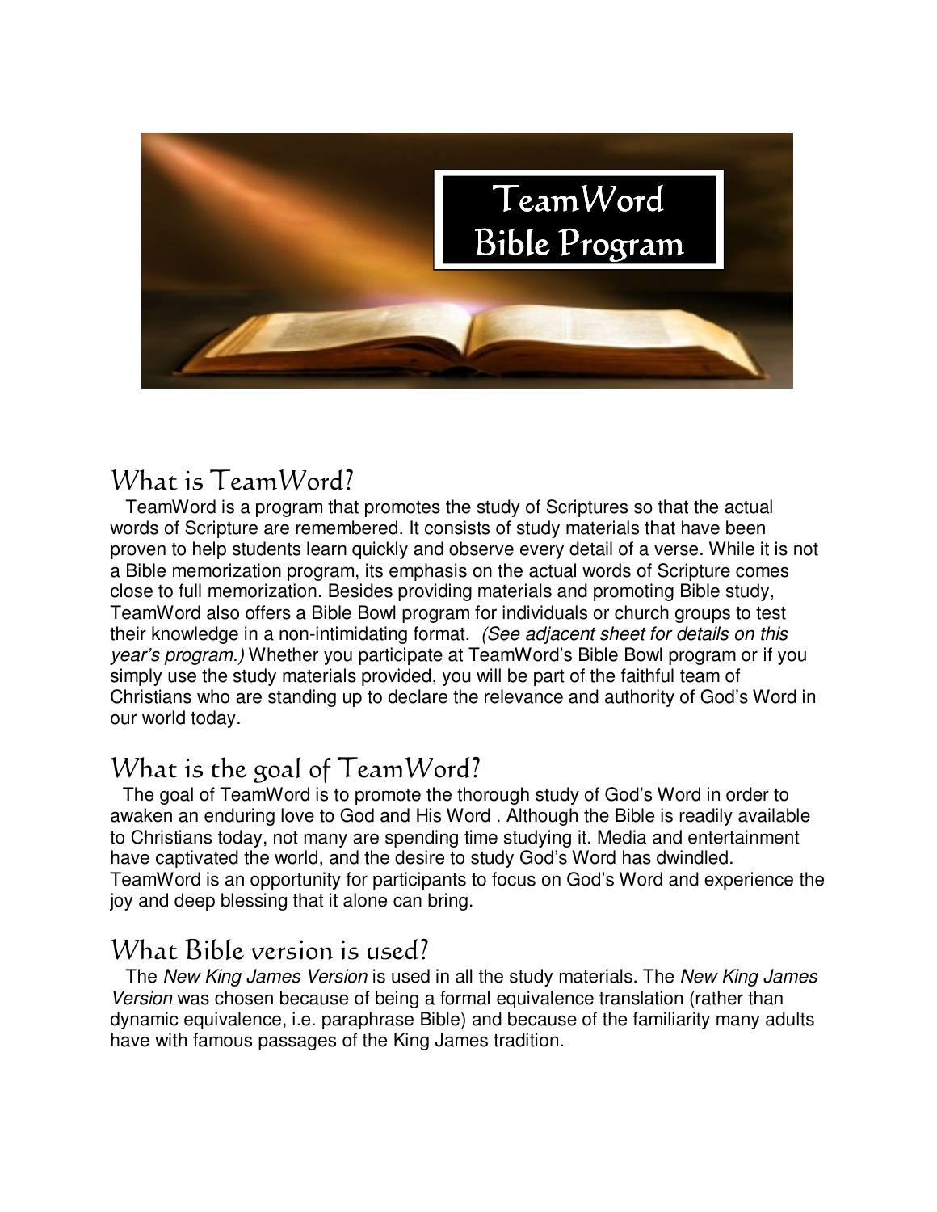# TeamWord Bible Program

## What is TeamWord?

TeamWord is a program that promotes the study of Scriptures so that the actual words of Scripture are remembered. It consists of study materials that have been proven to help students learn quickly and observe every detail of a verse. While it is not a Bible memorization program, its emphasis on the actual words of Scripture comes close to full memorization. Besides providing materials and promoting Bible study, TeamWord also offers a Bible Bowl program for individuals or church groups to test their knowledge in a non-intimidating format. *(See adjacent sheet for details on this year's program.)* Whether you participate at TeamWord's Bible Bowl program or if you simply use the study materials provided, you will be part of the faithful team of Christians who are standing up to declare the relevance and authority of God's Word in our world today.

## What is the goal of TeamWord?

The goal of TeamWord is to promote the thorough study of God's Word in order to awaken an enduring love to God and His Word . Although the Bible is readily available to Christians today, not many are spending time studying it. Media and entertainment have captivated the world, and the desire to study God's Word has dwindled. TeamWord is an opportunity for participants to focus on God's Word and experience the joy and deep blessing that it alone can bring.

## What Bible version is used?

The *New King James Version* is used in all the study materials. The *New King James Version* was chosen because of being a formal equivalence translation (rather than dynamic equivalence, i.e. paraphrase Bible) and because of the familiarity many adults have with famous passages of the King James tradition.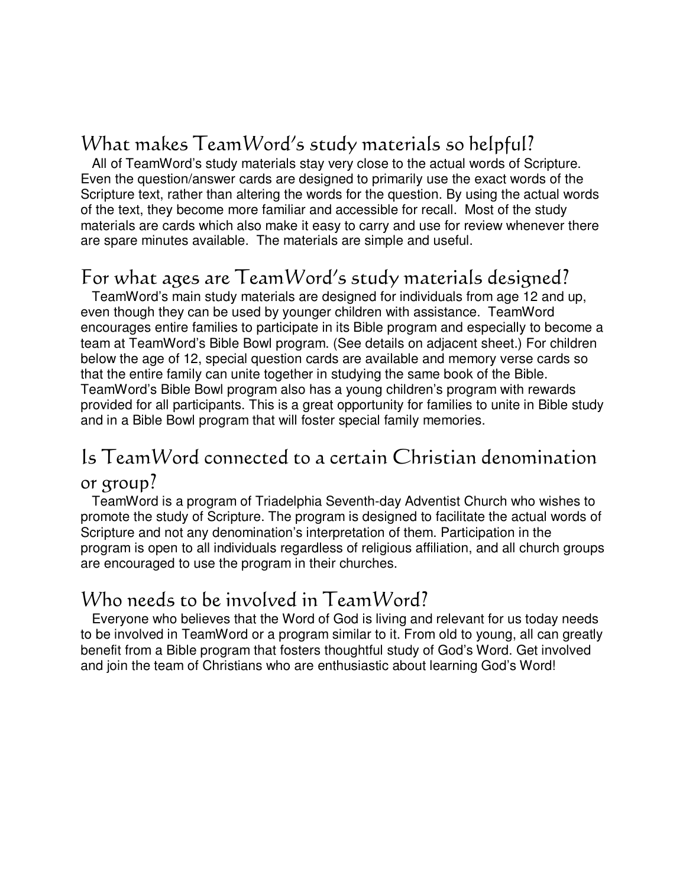## What makes TeamWord's study materials so helpful?

All of TeamWord's study materials stay very close to the actual words of Scripture. Even the question/answer cards are designed to primarily use the exact words of the Scripture text, rather than altering the words for the question. By using the actual words of the text, they become more familiar and accessible for recall. Most of the study materials are cards which also make it easy to carry and use for review whenever there are spare minutes available. The materials are simple and useful.

## For what ages are TeamWord's study materials designed?

TeamWord's main study materials are designed for individuals from age 12 and up, even though they can be used by younger children with assistance. TeamWord encourages entire families to participate in its Bible program and especially to become a team at TeamWord's Bible Bowl program. (See details on adjacent sheet.) For children below the age of 12, special question cards are available and memory verse cards so that the entire family can unite together in studying the same book of the Bible. TeamWord's Bible Bowl program also has a young children's program with rewards provided for all participants. This is a great opportunity for families to unite in Bible study and in a Bible Bowl program that will foster special family memories.

## Is TeamWord connected to a certain Christian denomination or group?

TeamWord is a program of Triadelphia Seventh-day Adventist Church who wishes to promote the study of Scripture. The program is designed to facilitate the actual words of Scripture and not any denomination's interpretation of them. Participation in the program is open to all individuals regardless of religious affiliation, and all church groups are encouraged to use the program in their churches.

## Who needs to be involved in TeamWord?

Everyone who believes that the Word of God is living and relevant for us today needs to be involved in TeamWord or a program similar to it. From old to young, all can greatly benefit from a Bible program that fosters thoughtful study of God's Word. Get involved and join the team of Christians who are enthusiastic about learning God's Word!